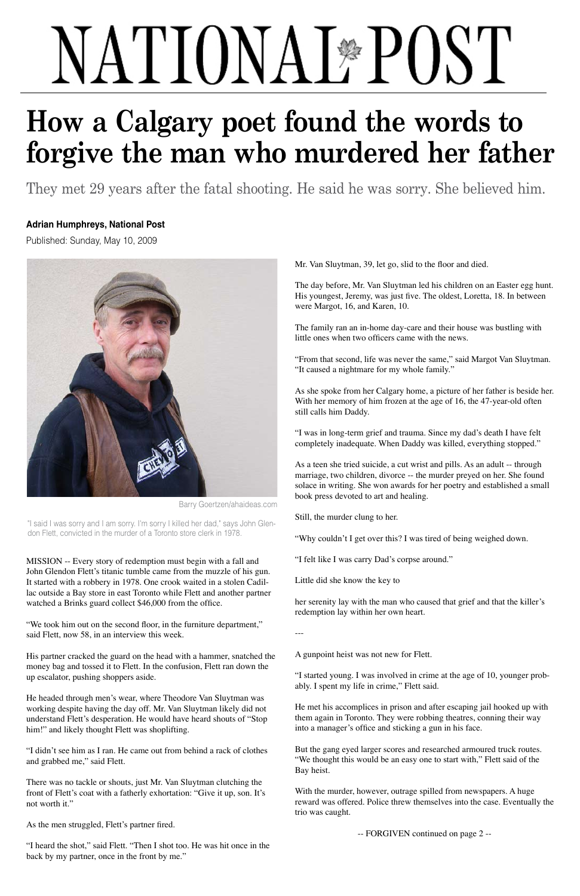# NATIONAL POST

# How a Calgary poet found the words to forgive the man who murdered her father

They met 29 years after the fatal shooting. He said he was sorry. She believed him.

**Adrian Humphreys, National Post**

Published: Sunday, May 10, 2009

Barry Goertzen/ahaideas.com

"I said I was sorry and I am sorry. I'm sorry I killed her dad," says John Glendon Flett, convicted in the murder of a Toronto store clerk in 1978.

MISSION -- Every story of redemption must begin with a fall and John Glendon Flett's titanic tumble came from the muzzle of his gun. It started with a robbery in 1978. One crook waited in a stolen Cadillac outside a Bay store in east Toronto while Flett and another partner watched a Brinks guard collect $46,000 from the office.

"We took him out on the second floor, in the furniture department," said Flett, now 58, in an interview this week.

His partner cracked the guard on the head with a hammer, snatched the money bag and tossed it to Flett. In the confusion, Flett ran down the up escalator, pushing shoppers aside.

He headed through men's wear, where Theodore Van Sluytman was working despite having the day off. Mr. Van Sluytman likely did not understand Flett's desperation. He would have heard shouts of "Stop him!" and likely thought Flett was shoplifting.

"I didn't see him as I ran. He came out from behind a rack of clothes and grabbed me," said Flett.

There was no tackle or shouts, just Mr. Van Sluytman clutching the front of Flett's coat with a fatherly exhortation: "Give it up, son. It's not worth it."

As the men struggled, Flett's partner fired.

"I heard the shot," said Flett. "Then I shot too. He was hit once in the back by my partner, once in the front by me."

Mr. Van Sluytman, 39, let go, slid to the floor and died.

The day before, Mr. Van Sluytman led his children on an Easter egg hunt. His youngest, Jeremy, was just five. The oldest, Loretta, 18. In between were Margot, 16, and Karen, 10.

The family ran an in-home day-care and their house was bustling with little ones when two officers came with the news.

"From that second, life was never the same," said Margot Van Sluytman. "It caused a nightmare for my whole family."

As she spoke from her Calgary home, a picture of her father is beside her. With her memory of him frozen at the age of 16, the 47-year-old often still calls him Daddy.

"I was in long-term grief and trauma. Since my dad's death I have felt completely inadequate. When Daddy was killed, everything stopped."

As a teen she tried suicide, a cut wrist and pills. As an adult -- through marriage, two children, divorce -- the murder preyed on her. She found solace in writing. She won awards for her poetry and established a small book press devoted to art and healing.

Still, the murder clung to her.

"Why couldn't I get over this? I was tired of being weighed down.

"I felt like I was carry Dad's corpse around."

Little did she know the key to her serenity lay with the man who caused that grief and that the killer's redemption lay within her own heart.

---

A gunpoint heist was not new for Flett.

"I started young. I was involved in crime at the age of 10, younger probably. I spent my life in crime," Flett said.

He met his accomplices in prison and after escaping jail hooked up with them again in Toronto. They were robbing theatres, conning their way into a manager's office and sticking a gun in his face.

But the gang eyed larger scores and researched armoured truck routes. "We thought this would be an easy one to start with," Flett said of the Bay heist.

With the murder, however, outrage spilled from newspapers. A huge reward was offered. Police threw themselves into the case. Eventually the trio was caught.

-- FORGIVEN continued on page 2 --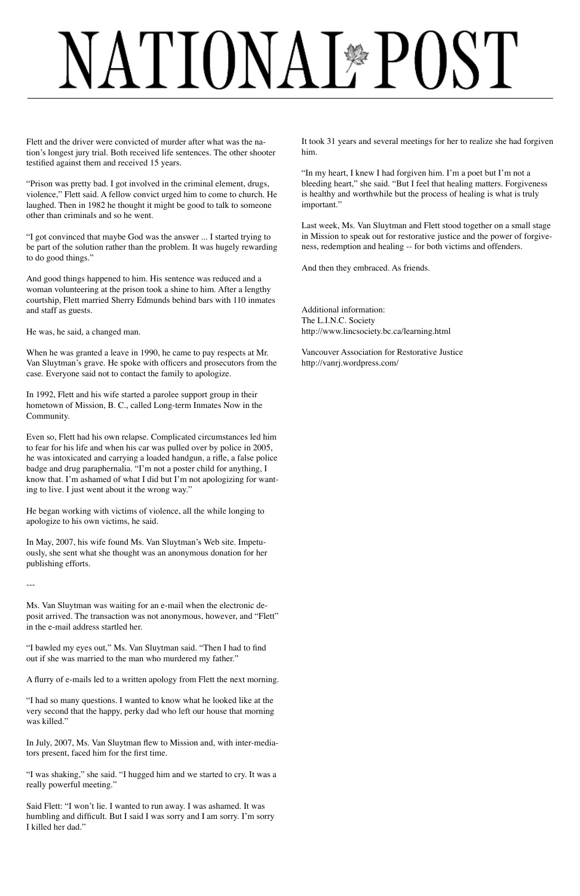# NATIONAL POST

Flett and the driver were convicted of murder after what was the nation's longest jury trial. Both received life sentences. The other shooter testified against them and received 15 years.

"Prison was pretty bad. I got involved in the criminal element, drugs, violence," Flett said. A fellow convict urged him to come to church. He laughed. Then in 1982 he thought it might be good to talk to someone other than criminals and so he went.

"I got convinced that maybe God was the answer ... I started trying to be part of the solution rather than the problem. It was hugely rewarding to do good things."

And good things happened to him. His sentence was reduced and a woman volunteering at the prison took a shine to him. After a lengthy courtship, Flett married Sherry Edmunds behind bars with 110 inmates and staff as guests.

He was, he said, a changed man.

When he was granted a leave in 1990, he came to pay respects at Mr. Van Sluytman's grave. He spoke with officers and prosecutors from the case. Everyone said not to contact the family to apologize.

In 1992, Flett and his wife started a parolee support group in their hometown of Mission, B. C., called Long-term Inmates Now in the Community.

Even so, Flett had his own relapse. Complicated circumstances led him to fear for his life and when his car was pulled over by police in 2005, he was intoxicated and carrying a loaded handgun, a rifle, a false police badge and drug paraphernalia. "I'm not a poster child for anything, I know that. I'm ashamed of what I did but I'm not apologizing for wanting to live. I just went about it the wrong way."

He began working with victims of violence, all the while longing to apologize to his own victims, he said.

In May, 2007, his wife found Ms. Van Sluytman's Web site. Impetuously, she sent what she thought was an anonymous donation for her publishing efforts.

---

Ms. Van Sluytman was waiting for an e-mail when the electronic deposit arrived. The transaction was not anonymous, however, and "Flett" in the e-mail address startled her.

"I bawled my eyes out," Ms. Van Sluytman said. "Then I had to find out if she was married to the man who murdered my father."

A flurry of e-mails led to a written apology from Flett the next morning.

"I had so many questions. I wanted to know what he looked like at the very second that the happy, perky dad who left our house that morning was killed."

In July, 2007, Ms. Van Sluytman flew to Mission and, with inter-mediators present, faced him for the first time.

"I was shaking," she said. "I hugged him and we started to cry. It was a really powerful meeting."

Said Flett: "I won't lie. I wanted to run away. I was ashamed. It was humbling and difficult. But I said I was sorry and I am sorry. I'm sorry I killed her dad."

It took 31 years and several meetings for her to realize she had forgiven him.

"In my heart, I knew I had forgiven him. I'm a poet but I'm not a bleeding heart," she said. "But I feel that healing matters. Forgiveness is healthy and worthwhile but the process of healing is what is truly important."

Last week, Ms. Van Sluytman and Flett stood together on a small stage in Mission to speak out for restorative justice and the power of forgiveness, redemption and healing -- for both victims and offenders.

And then they embraced. As friends.

Additional information:
The L.I.N.C. Society
http://www.lincsociety.bc.ca/learning.html

Vancouver Association for Restorative Justice
http://vanrj.wordpress.com/